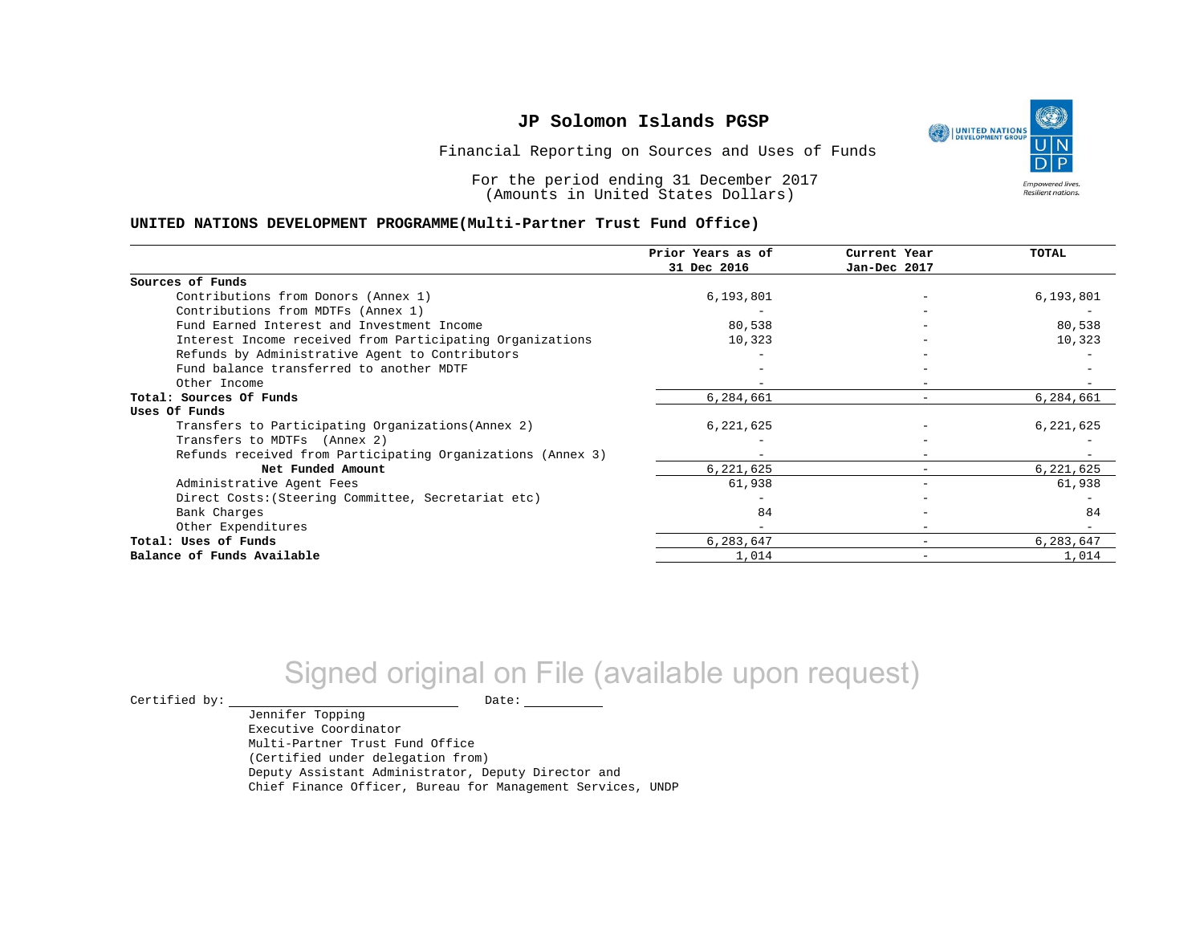# JP Solomon Islands PGSP

Financial Reporting on Sources and Uses of Funds

For the period ending 31 December 2017
(Amounts in United States Dollars)

**UNITED NATIONS DEVELOPMENT PROGRAMME(Multi-Partner Trust Fund Office)**

| | Prior Years as of 31 Dec 2016 | Current Year Jan-Dec 2017 | TOTAL |
|---|---|---|---|
| **Sources of Funds** | | | |
| Contributions from Donors (Annex 1) | 6,193,801 | - | 6,193,801 |
| Contributions from MDTFs (Annex 1) | - | - | - |
| Fund Earned Interest and Investment Income | 80,538 | - | 80,538 |
| Interest Income received from Participating Organizations | 10,323 | - | 10,323 |
| Refunds by Administrative Agent to Contributors | - | - | - |
| Fund balance transferred to another MDTF | - | - | - |
| Other Income | - | - | - |
| **Total: Sources Of Funds** | 6,284,661 | - | 6,284,661 |
| **Uses Of Funds** | | | |
| Transfers to Participating Organizations(Annex 2) | 6,221,625 | - | 6,221,625 |
| Transfers to MDTFs (Annex 2) | - | - | - |
| Refunds received from Participating Organizations (Annex 3) | - | - | - |
| **Net Funded Amount** | 6,221,625 | - | 6,221,625 |
| Administrative Agent Fees | 61,938 | - | 61,938 |
| Direct Costs:(Steering Committee, Secretariat etc) | - | - | - |
| Bank Charges | 84 | - | 84 |
| Other Expenditures | - | - | - |
| **Total: Uses of Funds** | 6,283,647 | - | 6,283,647 |
| **Balance of Funds Available** | 1,014 | - | 1,014 |

Signed original on File (available upon request)

Certified by: \_\_\_\_\_\_\_\_\_\_\_\_\_\_\_\_\_\_\_\_ Date: \_\_\_\_\_\_\_\_\_\_

Jennifer Topping
Executive Coordinator
Multi-Partner Trust Fund Office
(Certified under delegation from)
Deputy Assistant Administrator, Deputy Director and
Chief Finance Officer, Bureau for Management Services, UNDP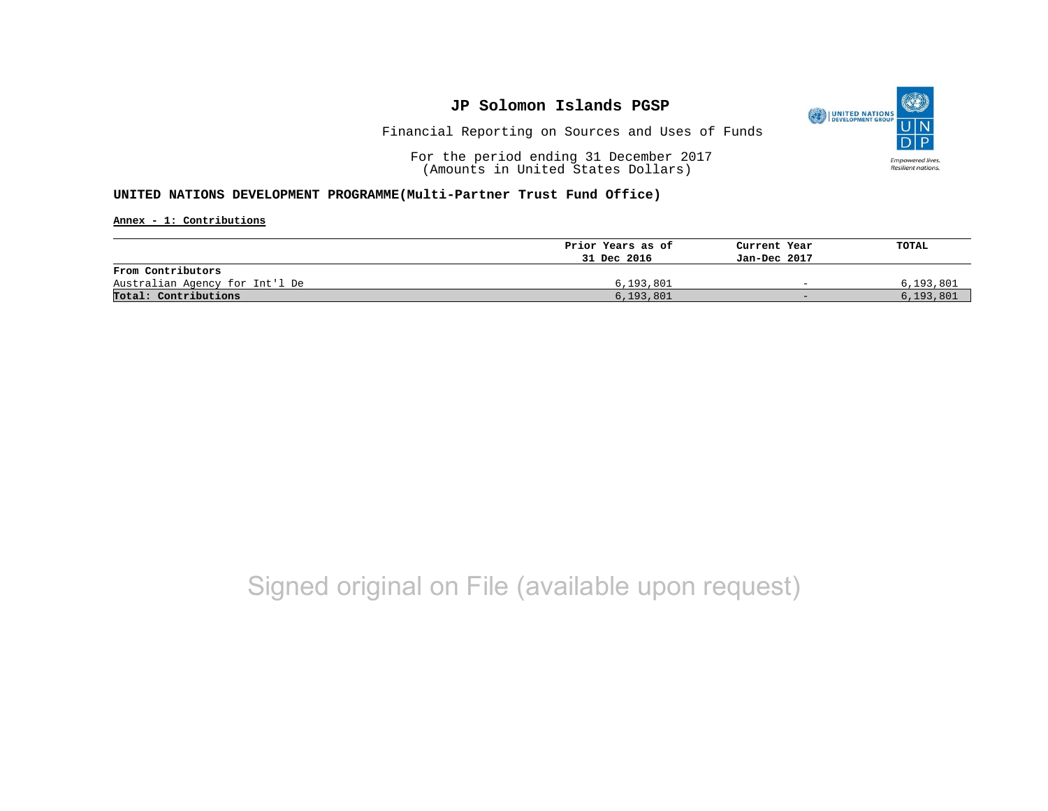# JP Solomon Islands PGSP

Financial Reporting on Sources and Uses of Funds

For the period ending 31 December 2017
(Amounts in United States Dollars)

**UNITED NATIONS DEVELOPMENT PROGRAMME(Multi-Partner Trust Fund Office)**

**Annex - 1: Contributions**

| | Prior Years as of 31 Dec 2016 | Current Year Jan-Dec 2017 | TOTAL |
|---|---|---|---|
| **From Contributors** | | | |
| Australian Agency for Int'l De | 6,193,801 | - | 6,193,801 |
| **Total: Contributions** | 6,193,801 | - | 6,193,801 |

Signed original on File (available upon request)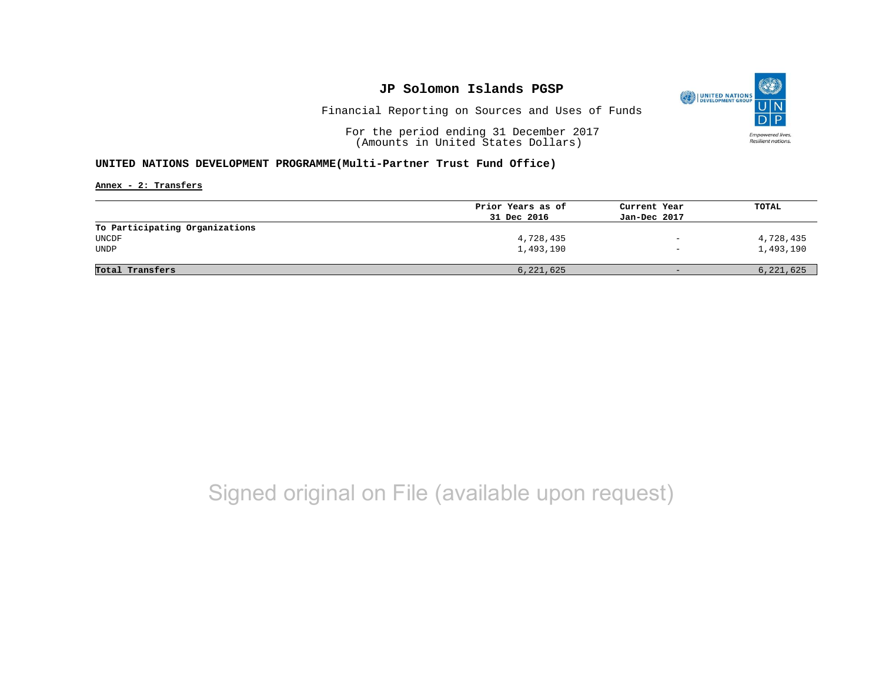# JP Solomon Islands PGSP

Financial Reporting on Sources and Uses of Funds

For the period ending 31 December 2017
(Amounts in United States Dollars)

**UNITED NATIONS DEVELOPMENT PROGRAMME(Multi-Partner Trust Fund Office)**

**Annex - 2: Transfers**

| | Prior Years as of 31 Dec 2016 | Current Year Jan-Dec 2017 | TOTAL |
|---|---|---|---|
| **To Participating Organizations** | | | |
| UNCDF | 4,728,435 | - | 4,728,435 |
| UNDP | 1,493,190 | - | 1,493,190 |
| **Total Transfers** | 6,221,625 | - | 6,221,625 |

Signed original on File (available upon request)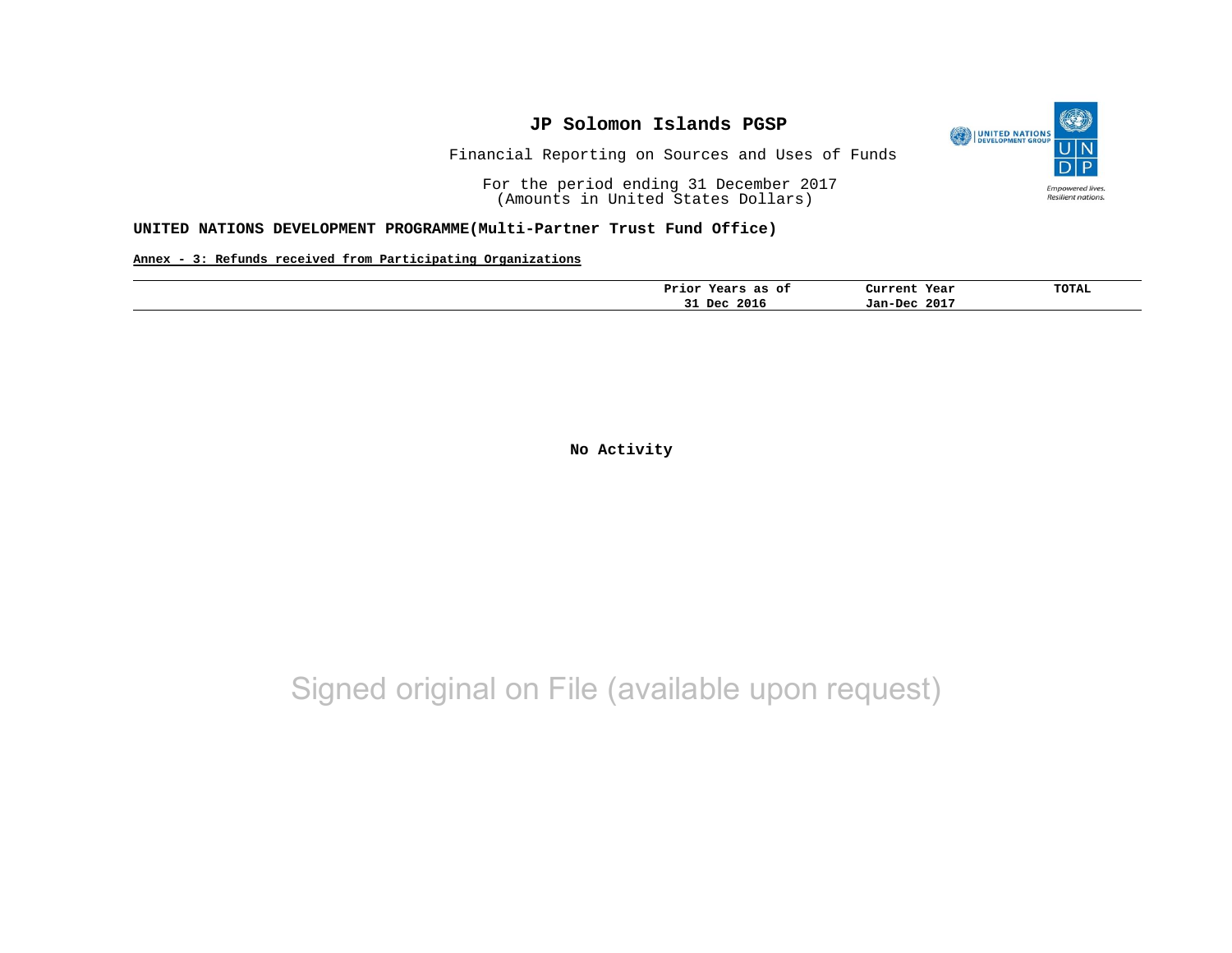# JP Solomon Islands PGSP

Financial Reporting on Sources and Uses of Funds

For the period ending 31 December 2017
(Amounts in United States Dollars)

**UNITED NATIONS DEVELOPMENT PROGRAMME(Multi-Partner Trust Fund Office)**

**Annex - 3: Refunds received from Participating Organizations**

| | Prior Years as of 31 Dec 2016 | Current Year Jan-Dec 2017 | TOTAL |
|---|---|---|---|

**No Activity**

Signed original on File (available upon request)